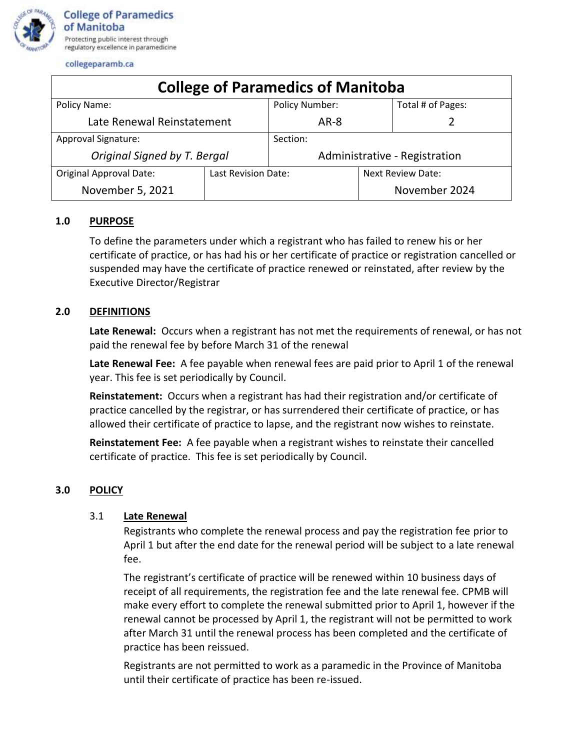College of Paramedics of Manitoba

Protecting public interest through regulatory excellence in paramedicine

collegeparamb.ca

| College of Paramedics of Manitoba | | | |
|---|---|---|---|
| Policy Name: Late Renewal Reinstatement | | Policy Number: AR-8 | Total # of Pages: 2 |
| Approval Signature: *Original Signed by T. Bergal* | | Section: Administrative - Registration | |
| Original Approval Date: November 5, 2021 | Last Revision Date: | | Next Review Date: November 2024 |

## 1.0 PURPOSE

To define the parameters under which a registrant who has failed to renew his or her certificate of practice, or has had his or her certificate of practice or registration cancelled or suspended may have the certificate of practice renewed or reinstated, after review by the Executive Director/Registrar

## 2.0 DEFINITIONS

**Late Renewal:** Occurs when a registrant has not met the requirements of renewal, or has not paid the renewal fee by before March 31 of the renewal

**Late Renewal Fee:** A fee payable when renewal fees are paid prior to April 1 of the renewal year. This fee is set periodically by Council.

**Reinstatement:** Occurs when a registrant has had their registration and/or certificate of practice cancelled by the registrar, or has surrendered their certificate of practice, or has allowed their certificate of practice to lapse, and the registrant now wishes to reinstate.

**Reinstatement Fee:** A fee payable when a registrant wishes to reinstate their cancelled certificate of practice. This fee is set periodically by Council.

## 3.0 POLICY

### 3.1 Late Renewal

Registrants who complete the renewal process and pay the registration fee prior to April 1 but after the end date for the renewal period will be subject to a late renewal fee.

The registrant's certificate of practice will be renewed within 10 business days of receipt of all requirements, the registration fee and the late renewal fee. CPMB will make every effort to complete the renewal submitted prior to April 1, however if the renewal cannot be processed by April 1, the registrant will not be permitted to work after March 31 until the renewal process has been completed and the certificate of practice has been reissued.

Registrants are not permitted to work as a paramedic in the Province of Manitoba until their certificate of practice has been re-issued.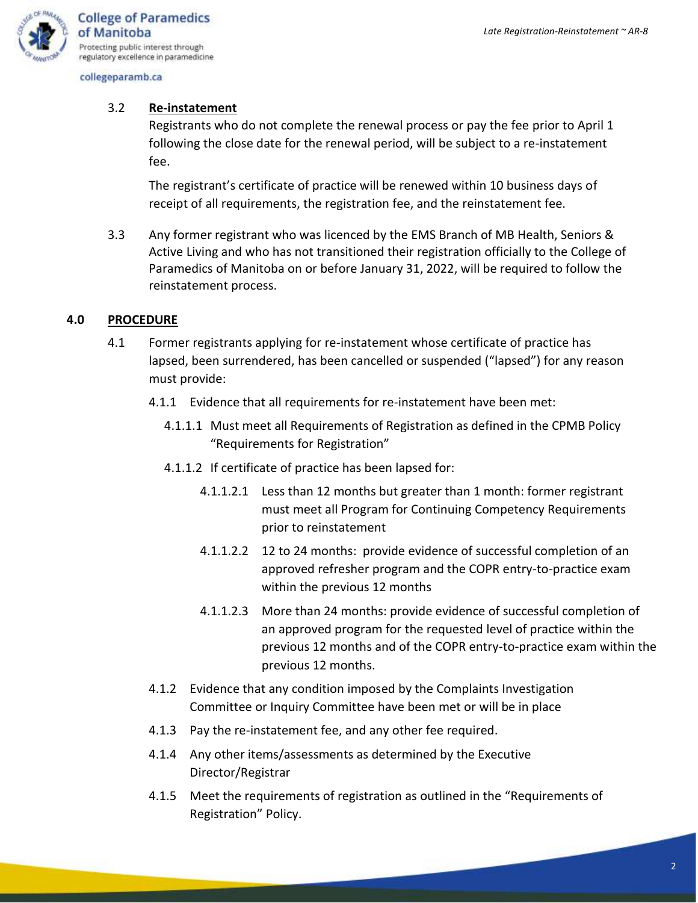3.2 **Re-instatement**

Registrants who do not complete the renewal process or pay the fee prior to April 1 following the close date for the renewal period, will be subject to a re-instatement fee.

The registrant's certificate of practice will be renewed within 10 business days of receipt of all requirements, the registration fee, and the reinstatement fee.

3.3 Any former registrant who was licenced by the EMS Branch of MB Health, Seniors & Active Living and who has not transitioned their registration officially to the College of Paramedics of Manitoba on or before January 31, 2022, will be required to follow the reinstatement process.

## 4.0 PROCEDURE

4.1 Former registrants applying for re-instatement whose certificate of practice has lapsed, been surrendered, has been cancelled or suspended ("lapsed") for any reason must provide:

4.1.1 Evidence that all requirements for re-instatement have been met:

4.1.1.1 Must meet all Requirements of Registration as defined in the CPMB Policy "Requirements for Registration"

4.1.1.2 If certificate of practice has been lapsed for:

4.1.1.2.1 Less than 12 months but greater than 1 month: former registrant must meet all Program for Continuing Competency Requirements prior to reinstatement

4.1.1.2.2 12 to 24 months: provide evidence of successful completion of an approved refresher program and the COPR entry-to-practice exam within the previous 12 months

4.1.1.2.3 More than 24 months: provide evidence of successful completion of an approved program for the requested level of practice within the previous 12 months and of the COPR entry-to-practice exam within the previous 12 months.

4.1.2 Evidence that any condition imposed by the Complaints Investigation Committee or Inquiry Committee have been met or will be in place

4.1.3 Pay the re-instatement fee, and any other fee required.

4.1.4 Any other items/assessments as determined by the Executive Director/Registrar

4.1.5 Meet the requirements of registration as outlined in the "Requirements of Registration" Policy.